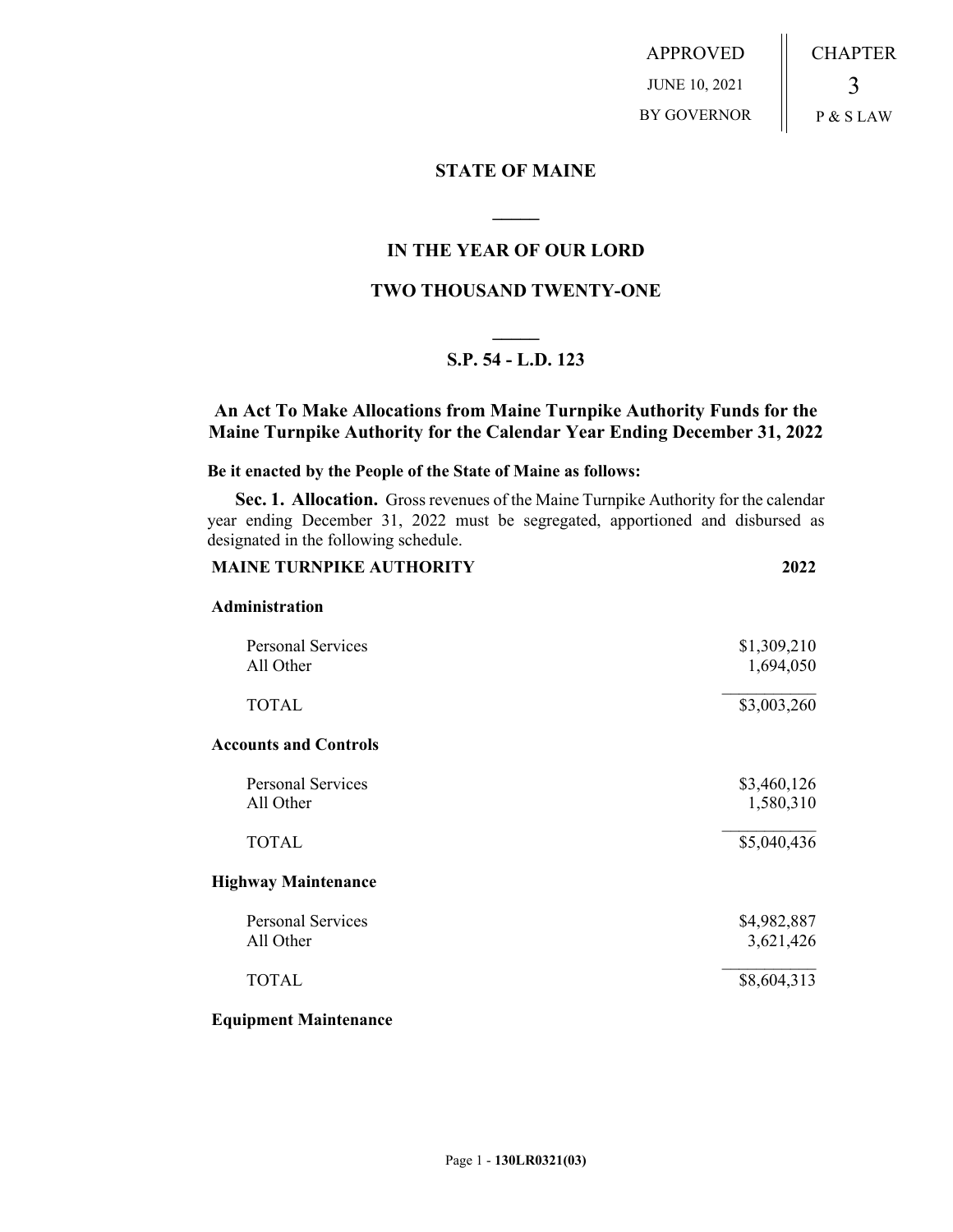APPROVED

JUNE 10, 2021

BY GOVERNOR

CHAPTER

3

P & S LAW

# STATE OF MAINE

## IN THE YEAR OF OUR LORD

## TWO THOUSAND TWENTY-ONE

## S.P. 54 - L.D. 123

## An Act To Make Allocations from Maine Turnpike Authority Funds for the Maine Turnpike Authority for the Calendar Year Ending December 31, 2022

**Be it enacted by the People of the State of Maine as follows:**

**Sec. 1. Allocation.** Gross revenues of the Maine Turnpike Authority for the calendar year ending December 31, 2022 must be segregated, apportioned and disbursed as designated in the following schedule.

| **MAINE TURNPIKE AUTHORITY** | **2022** |
|---|---|
| **Administration** | |
| Personal Services | $1,309,210 |
| All Other | 1,694,050 |
| TOTAL | $3,003,260 |
| **Accounts and Controls** | |
| Personal Services | $3,460,126 |
| All Other | 1,580,310 |
| TOTAL | $5,040,436 |
| **Highway Maintenance** | |
| Personal Services | $4,982,887 |
| All Other | 3,621,426 |
| TOTAL | $8,604,313 |
| **Equipment Maintenance** | |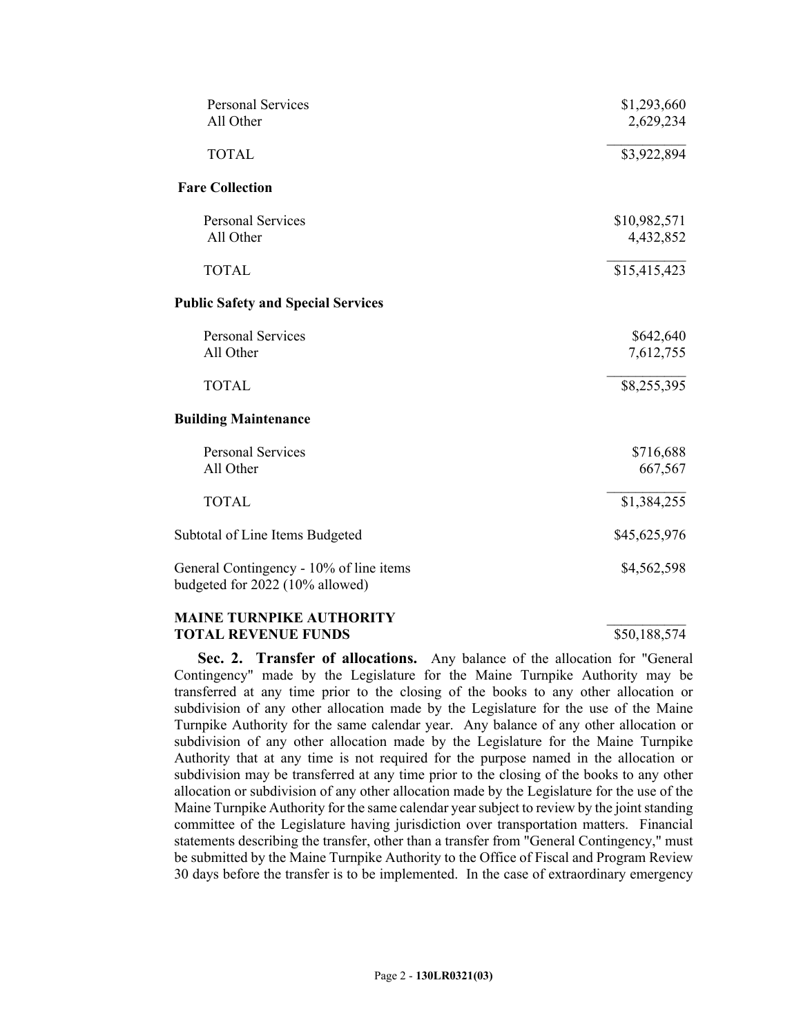| | |
|---|---|
| Personal Services | $1,293,660 |
| All Other | 2,629,234 |
| TOTAL | $3,922,894 |

**Fare Collection**

| | |
|---|---|
| Personal Services | $10,982,571 |
| All Other | 4,432,852 |
| TOTAL | $15,415,423 |

**Public Safety and Special Services**

| | |
|---|---|
| Personal Services | $642,640 |
| All Other | 7,612,755 |
| TOTAL | $8,255,395 |

**Building Maintenance**

| | |
|---|---|
| Personal Services | $716,688 |
| All Other | 667,567 |
| TOTAL | $1,384,255 |

| | |
|---|---|
| Subtotal of Line Items Budgeted | $45,625,976 |
| General Contingency - 10% of line items budgeted for 2022 (10% allowed) | $4,562,598 |
| **MAINE TURNPIKE AUTHORITY TOTAL REVENUE FUNDS** | $50,188,574 |

**Sec. 2. Transfer of allocations.** Any balance of the allocation for "General Contingency" made by the Legislature for the Maine Turnpike Authority may be transferred at any time prior to the closing of the books to any other allocation or subdivision of any other allocation made by the Legislature for the use of the Maine Turnpike Authority for the same calendar year. Any balance of any other allocation or subdivision of any other allocation made by the Legislature for the Maine Turnpike Authority that at any time is not required for the purpose named in the allocation or subdivision may be transferred at any time prior to the closing of the books to any other allocation or subdivision of any other allocation made by the Legislature for the use of the Maine Turnpike Authority for the same calendar year subject to review by the joint standing committee of the Legislature having jurisdiction over transportation matters. Financial statements describing the transfer, other than a transfer from "General Contingency," must be submitted by the Maine Turnpike Authority to the Office of Fiscal and Program Review 30 days before the transfer is to be implemented. In the case of extraordinary emergency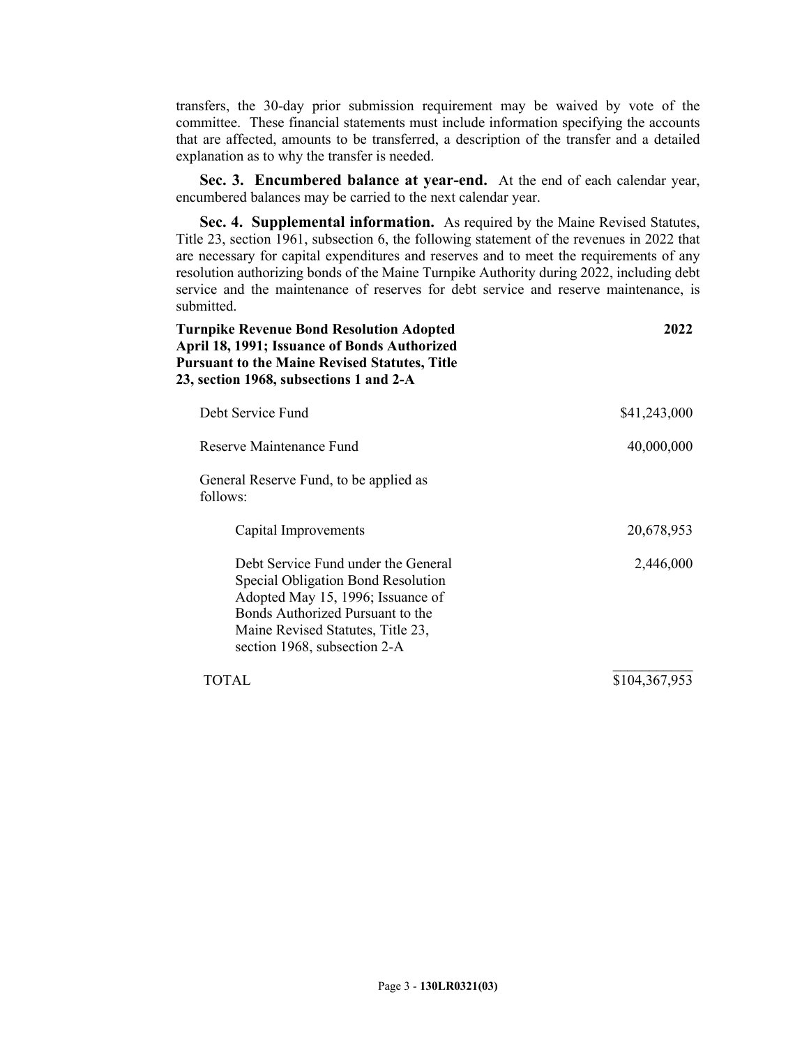transfers, the 30-day prior submission requirement may be waived by vote of the committee. These financial statements must include information specifying the accounts that are affected, amounts to be transferred, a description of the transfer and a detailed explanation as to why the transfer is needed.

**Sec. 3. Encumbered balance at year-end.** At the end of each calendar year, encumbered balances may be carried to the next calendar year.

**Sec. 4. Supplemental information.** As required by the Maine Revised Statutes, Title 23, section 1961, subsection 6, the following statement of the revenues in 2022 that are necessary for capital expenditures and reserves and to meet the requirements of any resolution authorizing bonds of the Maine Turnpike Authority during 2022, including debt service and the maintenance of reserves for debt service and reserve maintenance, is submitted.

| **Turnpike Revenue Bond Resolution Adopted April 18, 1991; Issuance of Bonds Authorized Pursuant to the Maine Revised Statutes, Title 23, section 1968, subsections 1 and 2-A** | **2022** |
|---|---|
| Debt Service Fund | $41,243,000 |
| Reserve Maintenance Fund | 40,000,000 |
| General Reserve Fund, to be applied as follows: | |
| Capital Improvements | 20,678,953 |
| Debt Service Fund under the General Special Obligation Bond Resolution Adopted May 15, 1996; Issuance of Bonds Authorized Pursuant to the Maine Revised Statutes, Title 23, section 1968, subsection 2-A | 2,446,000 |
| TOTAL | $104,367,953 |